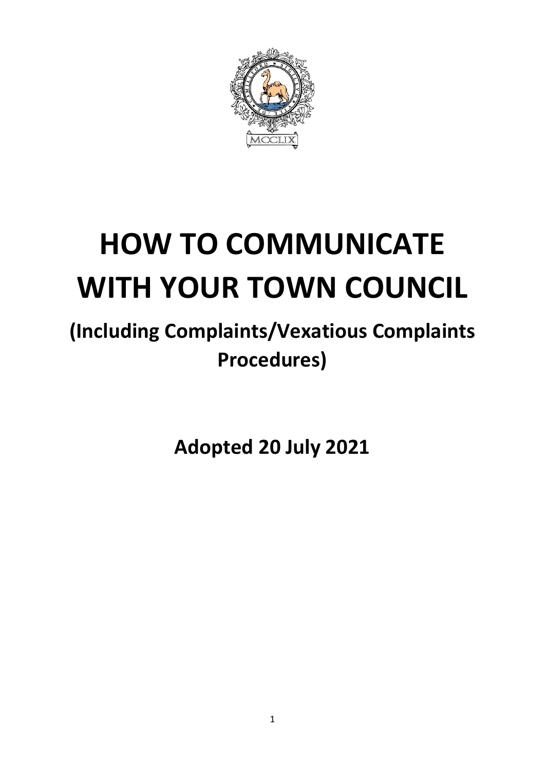# HOW TO COMMUNICATE WITH YOUR TOWN COUNCIL

## (Including Complaints/Vexatious Complaints Procedures)

**Adopted 20 July 2021**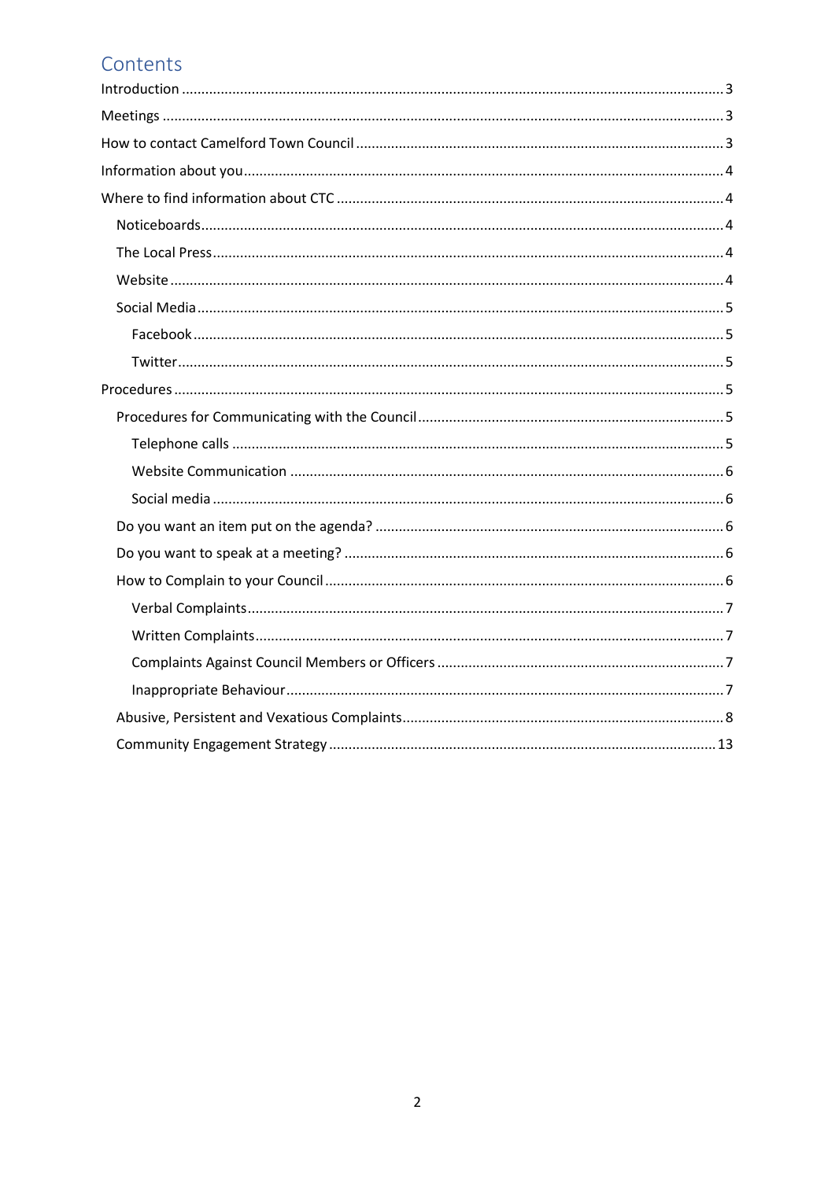# Contents

- Introduction ... 3
- Meetings ... 3
- How to contact Camelford Town Council ... 3
- Information about you ... 4
- Where to find information about CTC ... 4
  - Noticeboards ... 4
  - The Local Press ... 4
  - Website ... 4
  - Social Media ... 5
    - Facebook ... 5
    - Twitter ... 5
- Procedures ... 5
  - Procedures for Communicating with the Council ... 5
    - Telephone calls ... 5
    - Website Communication ... 6
    - Social media ... 6
  - Do you want an item put on the agenda? ... 6
  - Do you want to speak at a meeting? ... 6
  - How to Complain to your Council ... 6
    - Verbal Complaints ... 7
    - Written Complaints ... 7
    - Complaints Against Council Members or Officers ... 7
    - Inappropriate Behaviour ... 7
  - Abusive, Persistent and Vexatious Complaints ... 8
  - Community Engagement Strategy ... 13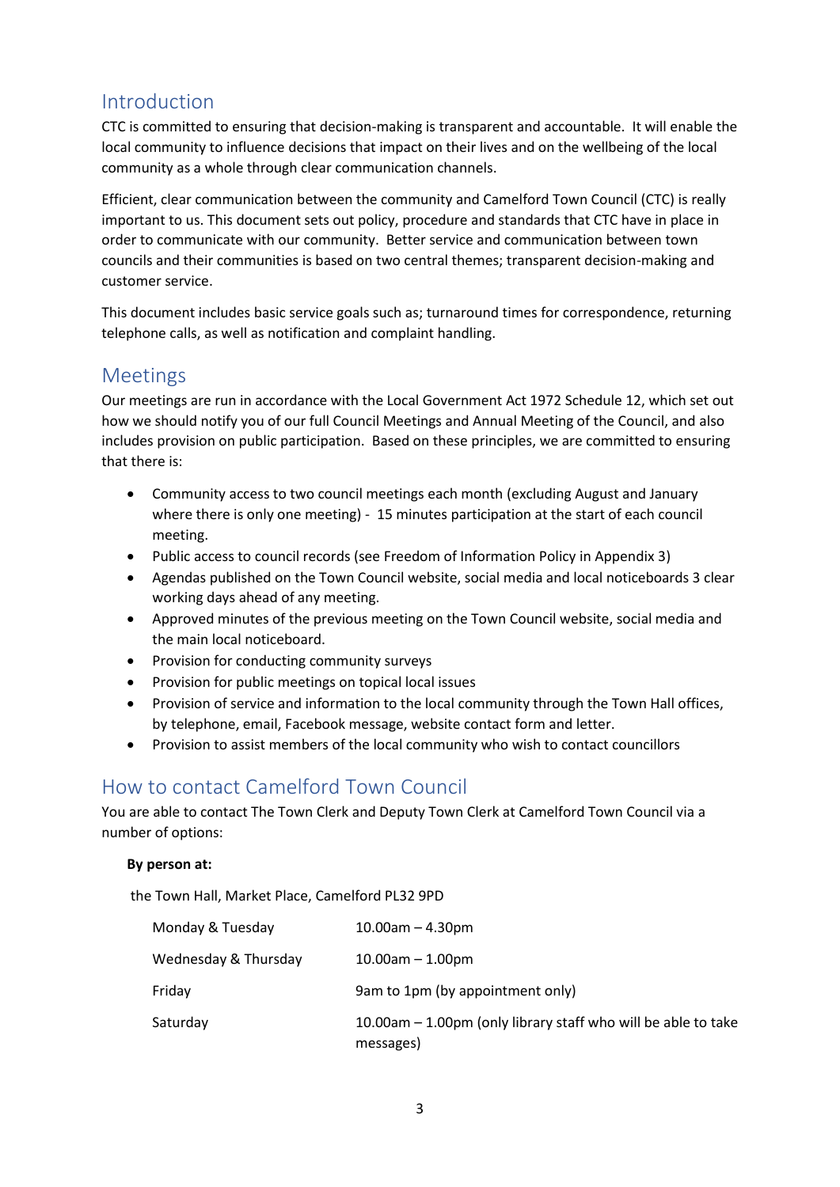## Introduction

CTC is committed to ensuring that decision-making is transparent and accountable. It will enable the local community to influence decisions that impact on their lives and on the wellbeing of the local community as a whole through clear communication channels.

Efficient, clear communication between the community and Camelford Town Council (CTC) is really important to us. This document sets out policy, procedure and standards that CTC have in place in order to communicate with our community. Better service and communication between town councils and their communities is based on two central themes; transparent decision-making and customer service.

This document includes basic service goals such as; turnaround times for correspondence, returning telephone calls, as well as notification and complaint handling.

## Meetings

Our meetings are run in accordance with the Local Government Act 1972 Schedule 12, which set out how we should notify you of our full Council Meetings and Annual Meeting of the Council, and also includes provision on public participation. Based on these principles, we are committed to ensuring that there is:

- Community access to two council meetings each month (excluding August and January where there is only one meeting) - 15 minutes participation at the start of each council meeting.
- Public access to council records (see Freedom of Information Policy in Appendix 3)
- Agendas published on the Town Council website, social media and local noticeboards 3 clear working days ahead of any meeting.
- Approved minutes of the previous meeting on the Town Council website, social media and the main local noticeboard.
- Provision for conducting community surveys
- Provision for public meetings on topical local issues
- Provision of service and information to the local community through the Town Hall offices, by telephone, email, Facebook message, website contact form and letter.
- Provision to assist members of the local community who wish to contact councillors

## How to contact Camelford Town Council

You are able to contact The Town Clerk and Deputy Town Clerk at Camelford Town Council via a number of options:

**By person at:**

the Town Hall, Market Place, Camelford PL32 9PD

| | |
|---|---|
| Monday & Tuesday | 10.00am – 4.30pm |
| Wednesday & Thursday | 10.00am – 1.00pm |
| Friday | 9am to 1pm (by appointment only) |
| Saturday | 10.00am – 1.00pm (only library staff who will be able to take messages) |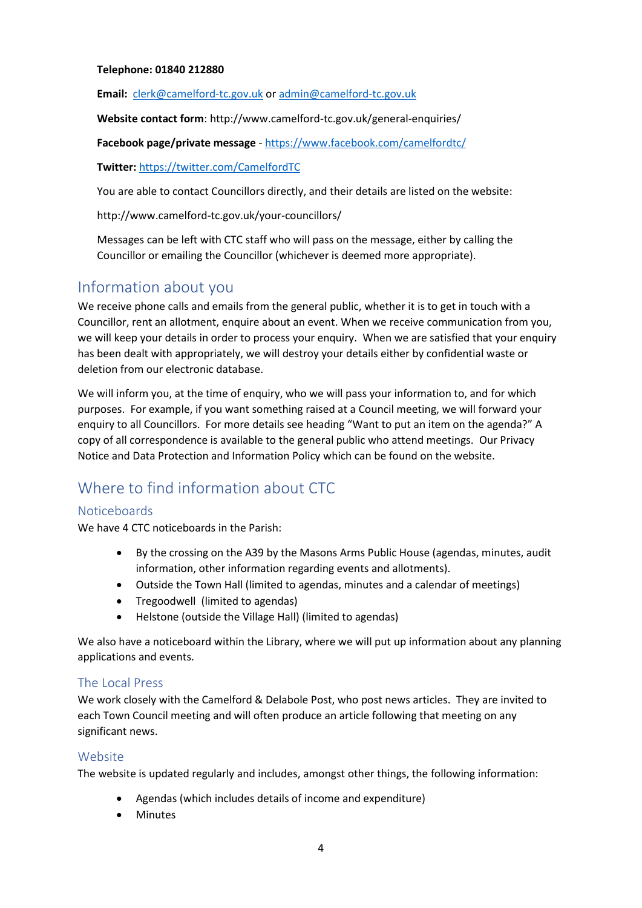**Telephone: 01840 212880**

**Email:** clerk@camelford-tc.gov.uk or admin@camelford-tc.gov.uk

**Website contact form**: http://www.camelford-tc.gov.uk/general-enquiries/

**Facebook page/private message** - https://www.facebook.com/camelfordtc/

**Twitter:** https://twitter.com/CamelfordTC

You are able to contact Councillors directly, and their details are listed on the website:

http://www.camelford-tc.gov.uk/your-councillors/

Messages can be left with CTC staff who will pass on the message, either by calling the Councillor or emailing the Councillor (whichever is deemed more appropriate).

## Information about you

We receive phone calls and emails from the general public, whether it is to get in touch with a Councillor, rent an allotment, enquire about an event. When we receive communication from you, we will keep your details in order to process your enquiry. When we are satisfied that your enquiry has been dealt with appropriately, we will destroy your details either by confidential waste or deletion from our electronic database.

We will inform you, at the time of enquiry, who we will pass your information to, and for which purposes. For example, if you want something raised at a Council meeting, we will forward your enquiry to all Councillors. For more details see heading "Want to put an item on the agenda?" A copy of all correspondence is available to the general public who attend meetings. Our Privacy Notice and Data Protection and Information Policy which can be found on the website.

## Where to find information about CTC

### Noticeboards

We have 4 CTC noticeboards in the Parish:

- By the crossing on the A39 by the Masons Arms Public House (agendas, minutes, audit information, other information regarding events and allotments).
- Outside the Town Hall (limited to agendas, minutes and a calendar of meetings)
- Tregoodwell (limited to agendas)
- Helstone (outside the Village Hall) (limited to agendas)

We also have a noticeboard within the Library, where we will put up information about any planning applications and events.

### The Local Press

We work closely with the Camelford & Delabole Post, who post news articles. They are invited to each Town Council meeting and will often produce an article following that meeting on any significant news.

### Website

The website is updated regularly and includes, amongst other things, the following information:

- Agendas (which includes details of income and expenditure)
- Minutes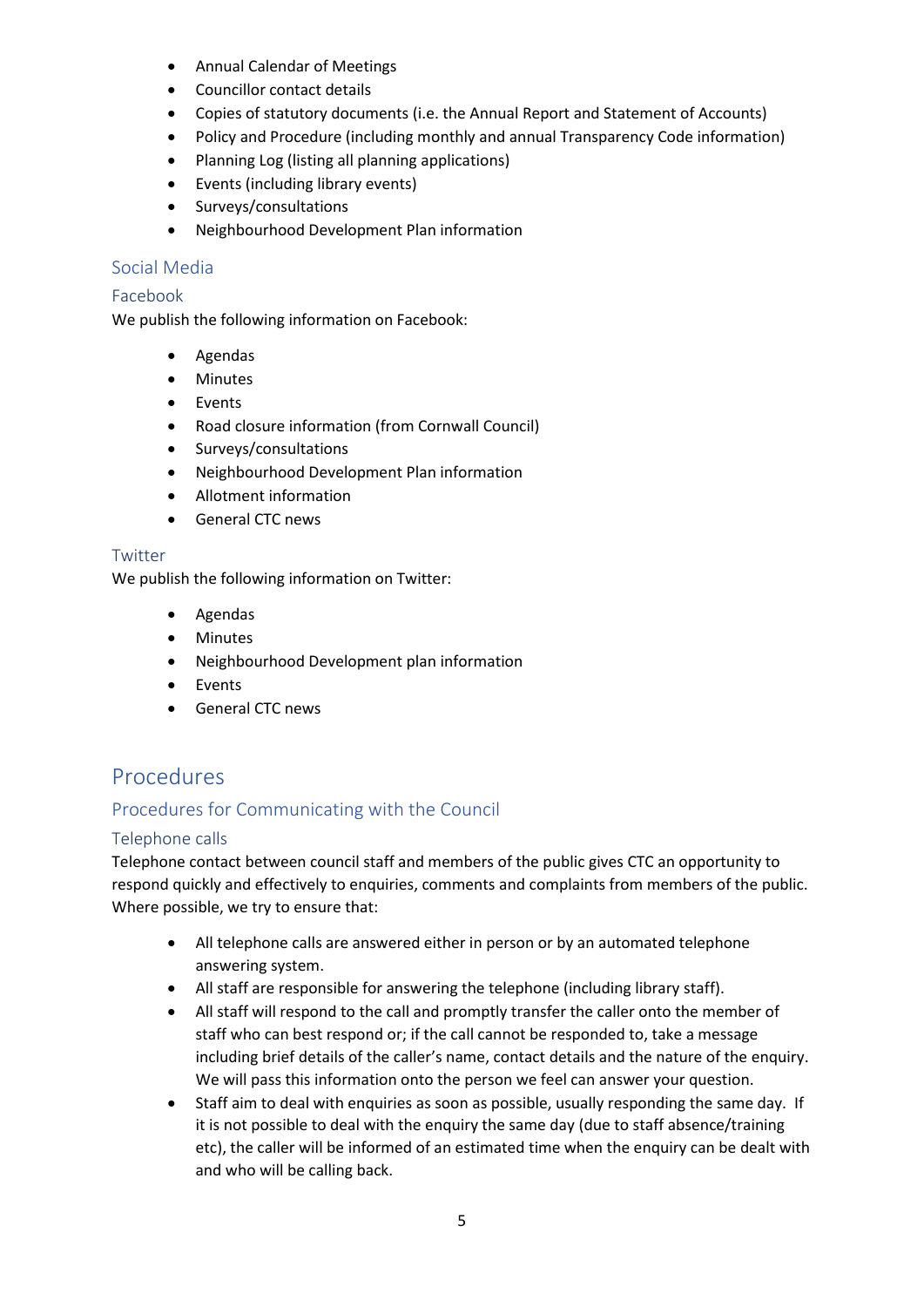- Annual Calendar of Meetings
- Councillor contact details
- Copies of statutory documents (i.e. the Annual Report and Statement of Accounts)
- Policy and Procedure (including monthly and annual Transparency Code information)
- Planning Log (listing all planning applications)
- Events (including library events)
- Surveys/consultations
- Neighbourhood Development Plan information

### Social Media

#### Facebook

We publish the following information on Facebook:

- Agendas
- Minutes
- Events
- Road closure information (from Cornwall Council)
- Surveys/consultations
- Neighbourhood Development Plan information
- Allotment information
- General CTC news

#### Twitter

We publish the following information on Twitter:

- Agendas
- Minutes
- Neighbourhood Development plan information
- Events
- General CTC news

# Procedures

## Procedures for Communicating with the Council

### Telephone calls

Telephone contact between council staff and members of the public gives CTC an opportunity to respond quickly and effectively to enquiries, comments and complaints from members of the public. Where possible, we try to ensure that:

- All telephone calls are answered either in person or by an automated telephone answering system.
- All staff are responsible for answering the telephone (including library staff).
- All staff will respond to the call and promptly transfer the caller onto the member of staff who can best respond or; if the call cannot be responded to, take a message including brief details of the caller's name, contact details and the nature of the enquiry. We will pass this information onto the person we feel can answer your question.
- Staff aim to deal with enquiries as soon as possible, usually responding the same day. If it is not possible to deal with the enquiry the same day (due to staff absence/training etc), the caller will be informed of an estimated time when the enquiry can be dealt with and who will be calling back.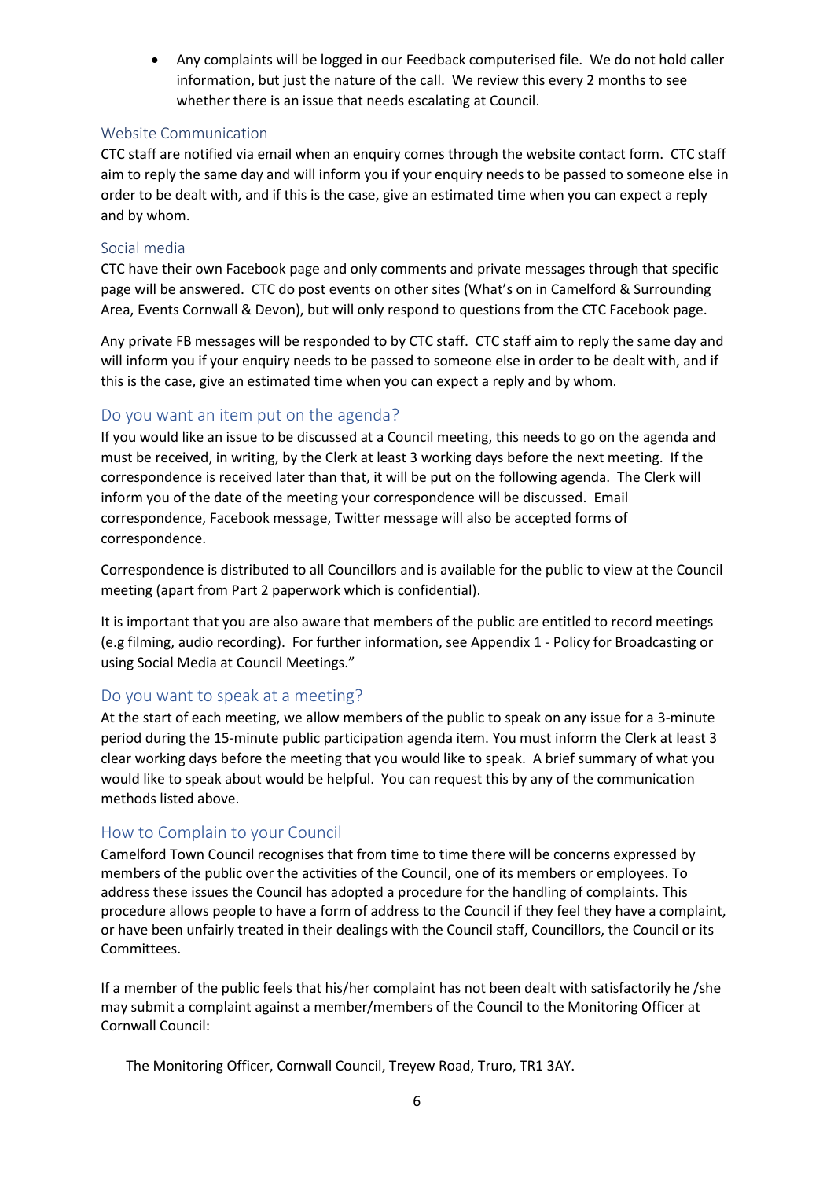- Any complaints will be logged in our Feedback computerised file. We do not hold caller information, but just the nature of the call. We review this every 2 months to see whether there is an issue that needs escalating at Council.

### Website Communication

CTC staff are notified via email when an enquiry comes through the website contact form. CTC staff aim to reply the same day and will inform you if your enquiry needs to be passed to someone else in order to be dealt with, and if this is the case, give an estimated time when you can expect a reply and by whom.

### Social media

CTC have their own Facebook page and only comments and private messages through that specific page will be answered. CTC do post events on other sites (What's on in Camelford & Surrounding Area, Events Cornwall & Devon), but will only respond to questions from the CTC Facebook page.

Any private FB messages will be responded to by CTC staff. CTC staff aim to reply the same day and will inform you if your enquiry needs to be passed to someone else in order to be dealt with, and if this is the case, give an estimated time when you can expect a reply and by whom.

## Do you want an item put on the agenda?

If you would like an issue to be discussed at a Council meeting, this needs to go on the agenda and must be received, in writing, by the Clerk at least 3 working days before the next meeting. If the correspondence is received later than that, it will be put on the following agenda. The Clerk will inform you of the date of the meeting your correspondence will be discussed. Email correspondence, Facebook message, Twitter message will also be accepted forms of correspondence.

Correspondence is distributed to all Councillors and is available for the public to view at the Council meeting (apart from Part 2 paperwork which is confidential).

It is important that you are also aware that members of the public are entitled to record meetings (e.g filming, audio recording). For further information, see Appendix 1 - Policy for Broadcasting or using Social Media at Council Meetings."

## Do you want to speak at a meeting?

At the start of each meeting, we allow members of the public to speak on any issue for a 3-minute period during the 15-minute public participation agenda item. You must inform the Clerk at least 3 clear working days before the meeting that you would like to speak. A brief summary of what you would like to speak about would be helpful. You can request this by any of the communication methods listed above.

## How to Complain to your Council

Camelford Town Council recognises that from time to time there will be concerns expressed by members of the public over the activities of the Council, one of its members or employees. To address these issues the Council has adopted a procedure for the handling of complaints. This procedure allows people to have a form of address to the Council if they feel they have a complaint, or have been unfairly treated in their dealings with the Council staff, Councillors, the Council or its Committees.

If a member of the public feels that his/her complaint has not been dealt with satisfactorily he /she may submit a complaint against a member/members of the Council to the Monitoring Officer at Cornwall Council:

The Monitoring Officer, Cornwall Council, Treyew Road, Truro, TR1 3AY.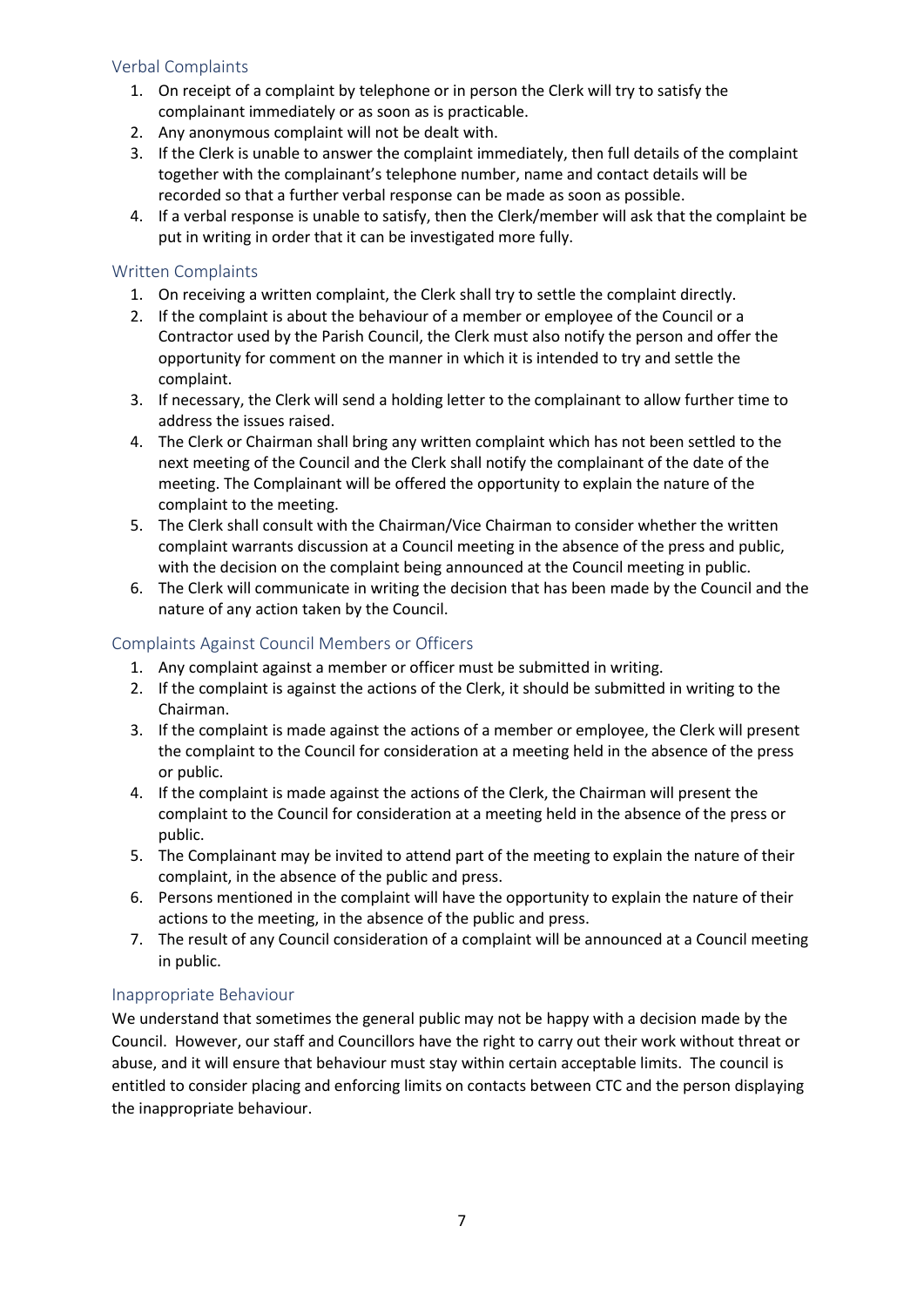### Verbal Complaints

1. On receipt of a complaint by telephone or in person the Clerk will try to satisfy the complainant immediately or as soon as is practicable.
2. Any anonymous complaint will not be dealt with.
3. If the Clerk is unable to answer the complaint immediately, then full details of the complaint together with the complainant's telephone number, name and contact details will be recorded so that a further verbal response can be made as soon as possible.
4. If a verbal response is unable to satisfy, then the Clerk/member will ask that the complaint be put in writing in order that it can be investigated more fully.

### Written Complaints

1. On receiving a written complaint, the Clerk shall try to settle the complaint directly.
2. If the complaint is about the behaviour of a member or employee of the Council or a Contractor used by the Parish Council, the Clerk must also notify the person and offer the opportunity for comment on the manner in which it is intended to try and settle the complaint.
3. If necessary, the Clerk will send a holding letter to the complainant to allow further time to address the issues raised.
4. The Clerk or Chairman shall bring any written complaint which has not been settled to the next meeting of the Council and the Clerk shall notify the complainant of the date of the meeting. The Complainant will be offered the opportunity to explain the nature of the complaint to the meeting.
5. The Clerk shall consult with the Chairman/Vice Chairman to consider whether the written complaint warrants discussion at a Council meeting in the absence of the press and public, with the decision on the complaint being announced at the Council meeting in public.
6. The Clerk will communicate in writing the decision that has been made by the Council and the nature of any action taken by the Council.

### Complaints Against Council Members or Officers

1. Any complaint against a member or officer must be submitted in writing.
2. If the complaint is against the actions of the Clerk, it should be submitted in writing to the Chairman.
3. If the complaint is made against the actions of a member or employee, the Clerk will present the complaint to the Council for consideration at a meeting held in the absence of the press or public.
4. If the complaint is made against the actions of the Clerk, the Chairman will present the complaint to the Council for consideration at a meeting held in the absence of the press or public.
5. The Complainant may be invited to attend part of the meeting to explain the nature of their complaint, in the absence of the public and press.
6. Persons mentioned in the complaint will have the opportunity to explain the nature of their actions to the meeting, in the absence of the public and press.
7. The result of any Council consideration of a complaint will be announced at a Council meeting in public.

### Inappropriate Behaviour

We understand that sometimes the general public may not be happy with a decision made by the Council. However, our staff and Councillors have the right to carry out their work without threat or abuse, and it will ensure that behaviour must stay within certain acceptable limits. The council is entitled to consider placing and enforcing limits on contacts between CTC and the person displaying the inappropriate behaviour.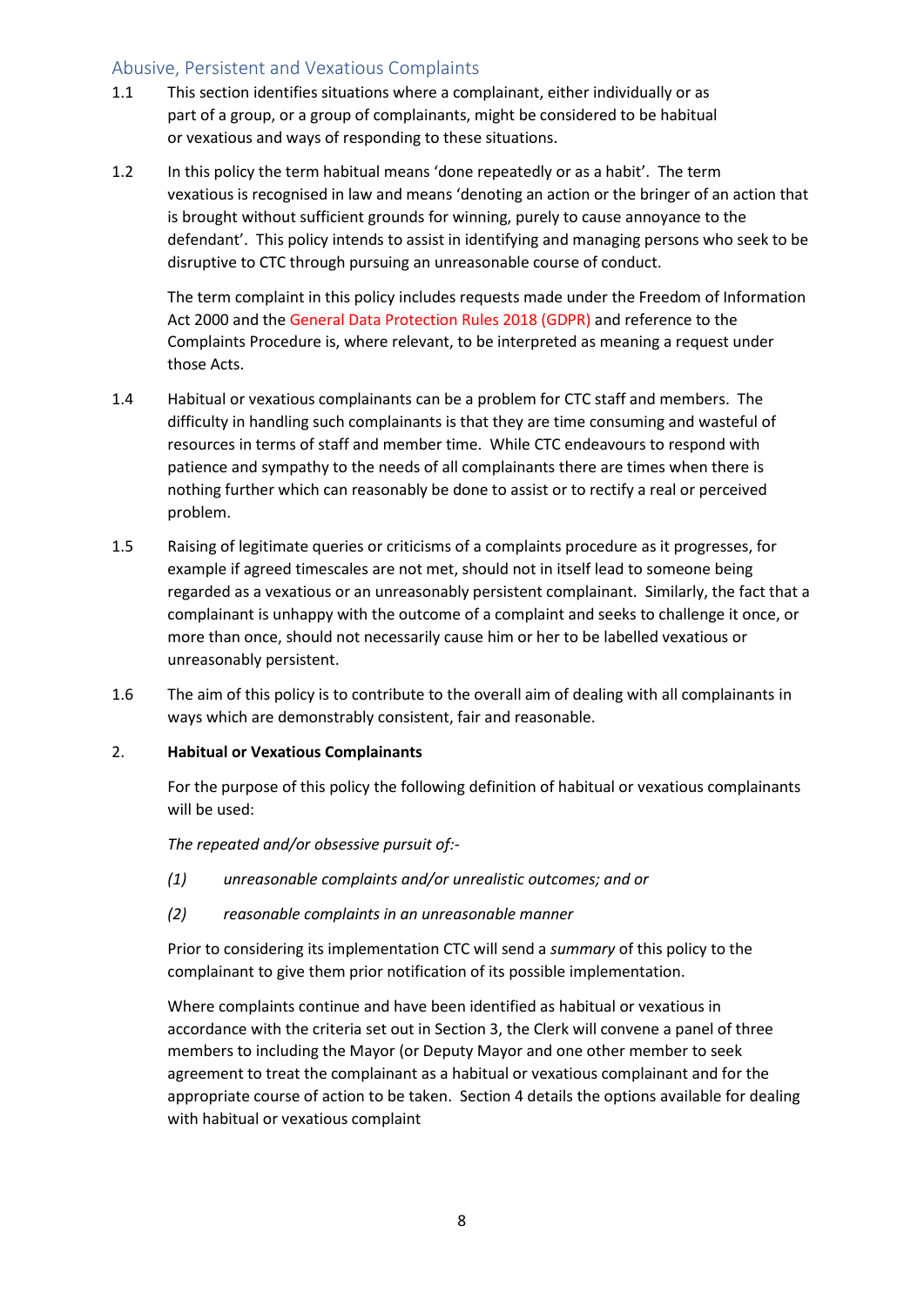## Abusive, Persistent and Vexatious Complaints

1.1 This section identifies situations where a complainant, either individually or as part of a group, or a group of complainants, might be considered to be habitual or vexatious and ways of responding to these situations.

1.2 In this policy the term habitual means 'done repeatedly or as a habit'. The term vexatious is recognised in law and means 'denoting an action or the bringer of an action that is brought without sufficient grounds for winning, purely to cause annoyance to the defendant'. This policy intends to assist in identifying and managing persons who seek to be disruptive to CTC through pursuing an unreasonable course of conduct.

The term complaint in this policy includes requests made under the Freedom of Information Act 2000 and the General Data Protection Rules 2018 (GDPR) and reference to the Complaints Procedure is, where relevant, to be interpreted as meaning a request under those Acts.

1.4 Habitual or vexatious complainants can be a problem for CTC staff and members. The difficulty in handling such complainants is that they are time consuming and wasteful of resources in terms of staff and member time. While CTC endeavours to respond with patience and sympathy to the needs of all complainants there are times when there is nothing further which can reasonably be done to assist or to rectify a real or perceived problem.

1.5 Raising of legitimate queries or criticisms of a complaints procedure as it progresses, for example if agreed timescales are not met, should not in itself lead to someone being regarded as a vexatious or an unreasonably persistent complainant. Similarly, the fact that a complainant is unhappy with the outcome of a complaint and seeks to challenge it once, or more than once, should not necessarily cause him or her to be labelled vexatious or unreasonably persistent.

1.6 The aim of this policy is to contribute to the overall aim of dealing with all complainants in ways which are demonstrably consistent, fair and reasonable.

2. **Habitual or Vexatious Complainants**

For the purpose of this policy the following definition of habitual or vexatious complainants will be used:

*The repeated and/or obsessive pursuit of:-*

*(1) unreasonable complaints and/or unrealistic outcomes; and or*

*(2) reasonable complaints in an unreasonable manner*

Prior to considering its implementation CTC will send a *summary* of this policy to the complainant to give them prior notification of its possible implementation.

Where complaints continue and have been identified as habitual or vexatious in accordance with the criteria set out in Section 3, the Clerk will convene a panel of three members to including the Mayor (or Deputy Mayor and one other member to seek agreement to treat the complainant as a habitual or vexatious complainant and for the appropriate course of action to be taken. Section 4 details the options available for dealing with habitual or vexatious complaint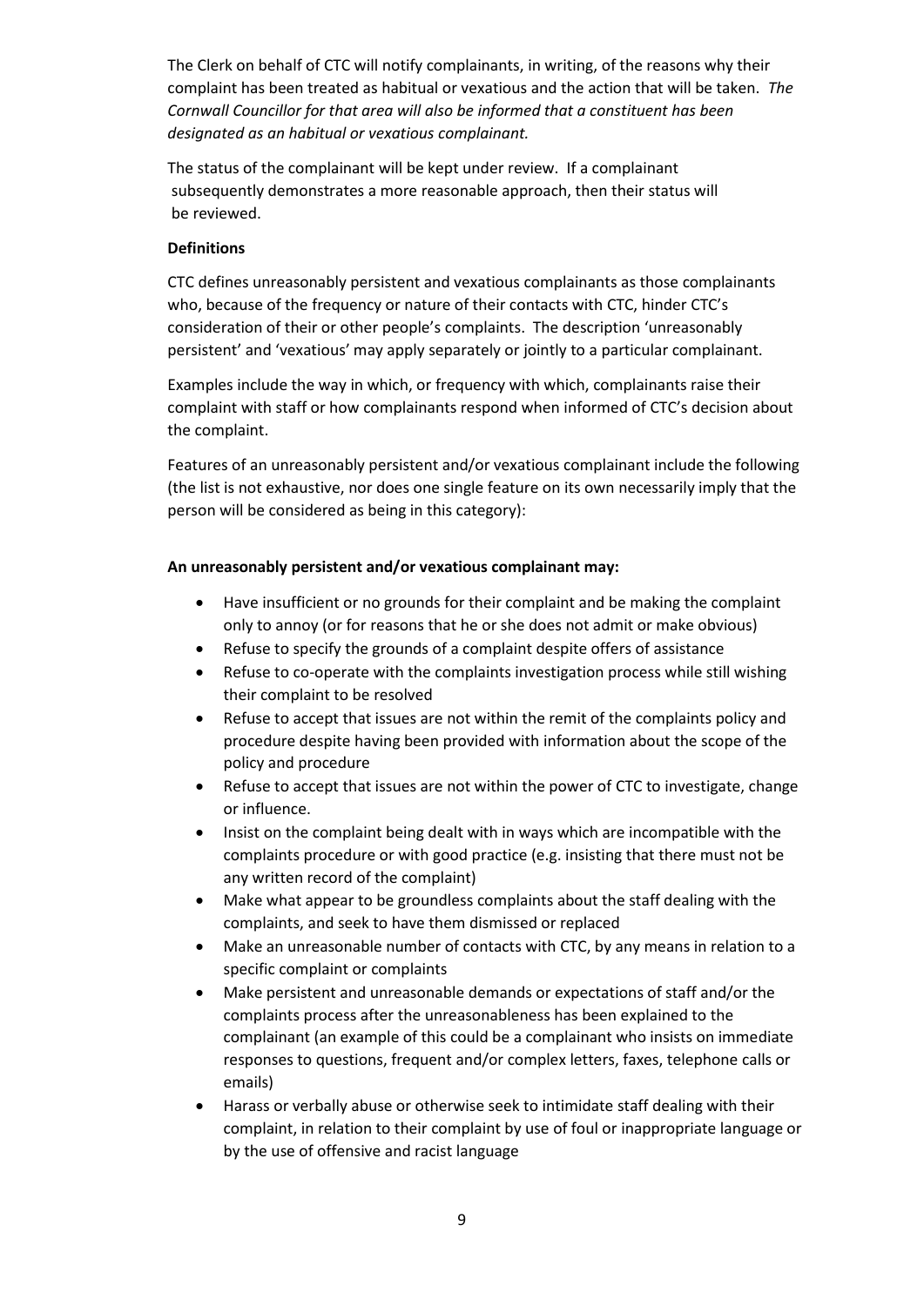The Clerk on behalf of CTC will notify complainants, in writing, of the reasons why their complaint has been treated as habitual or vexatious and the action that will be taken. *The Cornwall Councillor for that area will also be informed that a constituent has been designated as an habitual or vexatious complainant.*

The status of the complainant will be kept under review. If a complainant subsequently demonstrates a more reasonable approach, then their status will be reviewed.

**Definitions**

CTC defines unreasonably persistent and vexatious complainants as those complainants who, because of the frequency or nature of their contacts with CTC, hinder CTC's consideration of their or other people's complaints. The description 'unreasonably persistent' and 'vexatious' may apply separately or jointly to a particular complainant.

Examples include the way in which, or frequency with which, complainants raise their complaint with staff or how complainants respond when informed of CTC's decision about the complaint.

Features of an unreasonably persistent and/or vexatious complainant include the following (the list is not exhaustive, nor does one single feature on its own necessarily imply that the person will be considered as being in this category):

**An unreasonably persistent and/or vexatious complainant may:**

- Have insufficient or no grounds for their complaint and be making the complaint only to annoy (or for reasons that he or she does not admit or make obvious)
- Refuse to specify the grounds of a complaint despite offers of assistance
- Refuse to co-operate with the complaints investigation process while still wishing their complaint to be resolved
- Refuse to accept that issues are not within the remit of the complaints policy and procedure despite having been provided with information about the scope of the policy and procedure
- Refuse to accept that issues are not within the power of CTC to investigate, change or influence.
- Insist on the complaint being dealt with in ways which are incompatible with the complaints procedure or with good practice (e.g. insisting that there must not be any written record of the complaint)
- Make what appear to be groundless complaints about the staff dealing with the complaints, and seek to have them dismissed or replaced
- Make an unreasonable number of contacts with CTC, by any means in relation to a specific complaint or complaints
- Make persistent and unreasonable demands or expectations of staff and/or the complaints process after the unreasonableness has been explained to the complainant (an example of this could be a complainant who insists on immediate responses to questions, frequent and/or complex letters, faxes, telephone calls or emails)
- Harass or verbally abuse or otherwise seek to intimidate staff dealing with their complaint, in relation to their complaint by use of foul or inappropriate language or by the use of offensive and racist language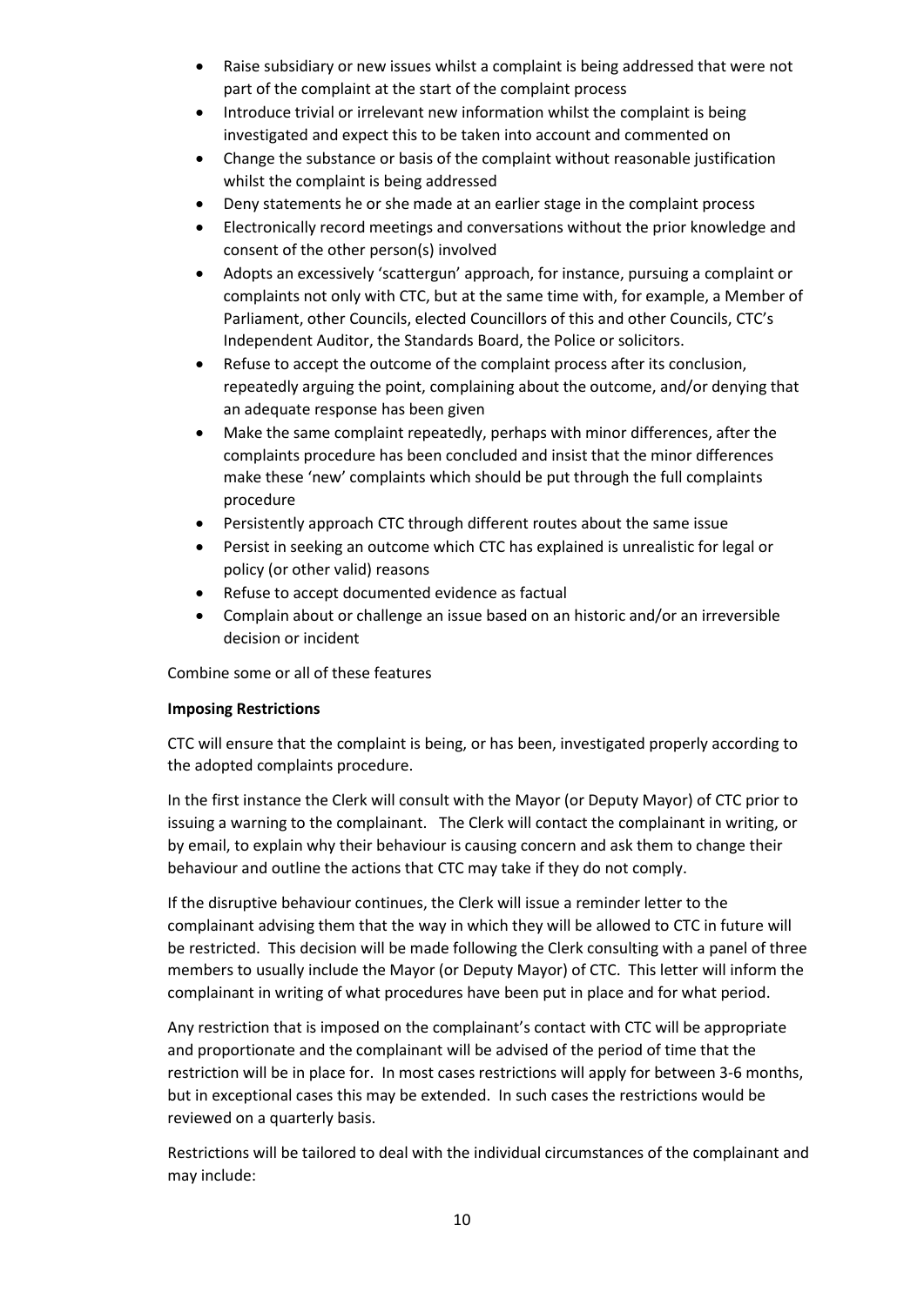- Raise subsidiary or new issues whilst a complaint is being addressed that were not part of the complaint at the start of the complaint process
- Introduce trivial or irrelevant new information whilst the complaint is being investigated and expect this to be taken into account and commented on
- Change the substance or basis of the complaint without reasonable justification whilst the complaint is being addressed
- Deny statements he or she made at an earlier stage in the complaint process
- Electronically record meetings and conversations without the prior knowledge and consent of the other person(s) involved
- Adopts an excessively 'scattergun' approach, for instance, pursuing a complaint or complaints not only with CTC, but at the same time with, for example, a Member of Parliament, other Councils, elected Councillors of this and other Councils, CTC's Independent Auditor, the Standards Board, the Police or solicitors.
- Refuse to accept the outcome of the complaint process after its conclusion, repeatedly arguing the point, complaining about the outcome, and/or denying that an adequate response has been given
- Make the same complaint repeatedly, perhaps with minor differences, after the complaints procedure has been concluded and insist that the minor differences make these 'new' complaints which should be put through the full complaints procedure
- Persistently approach CTC through different routes about the same issue
- Persist in seeking an outcome which CTC has explained is unrealistic for legal or policy (or other valid) reasons
- Refuse to accept documented evidence as factual
- Complain about or challenge an issue based on an historic and/or an irreversible decision or incident

Combine some or all of these features

**Imposing Restrictions**

CTC will ensure that the complaint is being, or has been, investigated properly according to the adopted complaints procedure.

In the first instance the Clerk will consult with the Mayor (or Deputy Mayor) of CTC prior to issuing a warning to the complainant. The Clerk will contact the complainant in writing, or by email, to explain why their behaviour is causing concern and ask them to change their behaviour and outline the actions that CTC may take if they do not comply.

If the disruptive behaviour continues, the Clerk will issue a reminder letter to the complainant advising them that the way in which they will be allowed to CTC in future will be restricted. This decision will be made following the Clerk consulting with a panel of three members to usually include the Mayor (or Deputy Mayor) of CTC. This letter will inform the complainant in writing of what procedures have been put in place and for what period.

Any restriction that is imposed on the complainant's contact with CTC will be appropriate and proportionate and the complainant will be advised of the period of time that the restriction will be in place for. In most cases restrictions will apply for between 3-6 months, but in exceptional cases this may be extended. In such cases the restrictions would be reviewed on a quarterly basis.

Restrictions will be tailored to deal with the individual circumstances of the complainant and may include: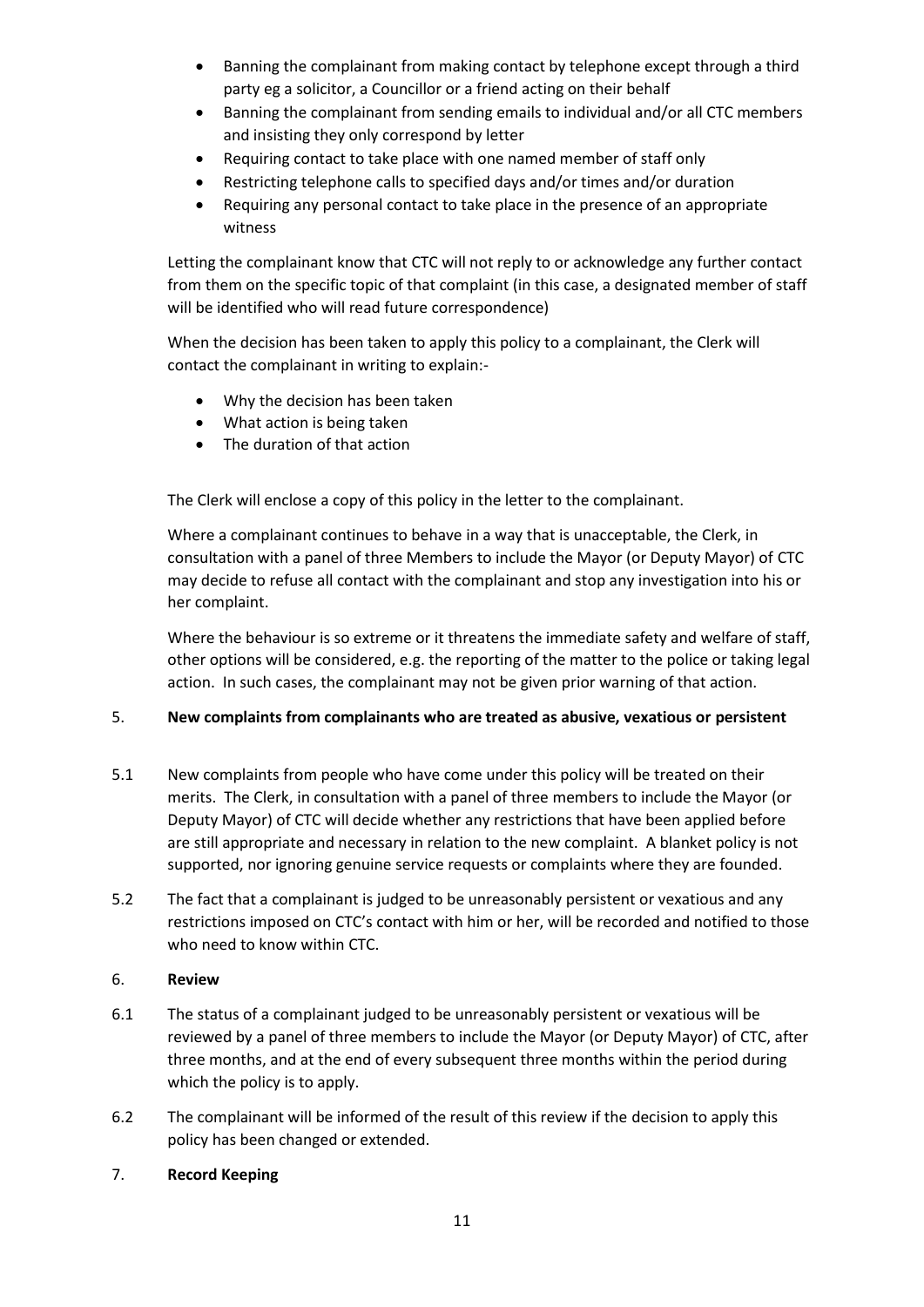- Banning the complainant from making contact by telephone except through a third party eg a solicitor, a Councillor or a friend acting on their behalf
- Banning the complainant from sending emails to individual and/or all CTC members and insisting they only correspond by letter
- Requiring contact to take place with one named member of staff only
- Restricting telephone calls to specified days and/or times and/or duration
- Requiring any personal contact to take place in the presence of an appropriate witness

Letting the complainant know that CTC will not reply to or acknowledge any further contact from them on the specific topic of that complaint (in this case, a designated member of staff will be identified who will read future correspondence)

When the decision has been taken to apply this policy to a complainant, the Clerk will contact the complainant in writing to explain:-

- Why the decision has been taken
- What action is being taken
- The duration of that action

The Clerk will enclose a copy of this policy in the letter to the complainant.

Where a complainant continues to behave in a way that is unacceptable, the Clerk, in consultation with a panel of three Members to include the Mayor (or Deputy Mayor) of CTC may decide to refuse all contact with the complainant and stop any investigation into his or her complaint.

Where the behaviour is so extreme or it threatens the immediate safety and welfare of staff, other options will be considered, e.g. the reporting of the matter to the police or taking legal action. In such cases, the complainant may not be given prior warning of that action.

## 5. New complaints from complainants who are treated as abusive, vexatious or persistent

5.1 New complaints from people who have come under this policy will be treated on their merits. The Clerk, in consultation with a panel of three members to include the Mayor (or Deputy Mayor) of CTC will decide whether any restrictions that have been applied before are still appropriate and necessary in relation to the new complaint. A blanket policy is not supported, nor ignoring genuine service requests or complaints where they are founded.

5.2 The fact that a complainant is judged to be unreasonably persistent or vexatious and any restrictions imposed on CTC's contact with him or her, will be recorded and notified to those who need to know within CTC.

## 6. Review

6.1 The status of a complainant judged to be unreasonably persistent or vexatious will be reviewed by a panel of three members to include the Mayor (or Deputy Mayor) of CTC, after three months, and at the end of every subsequent three months within the period during which the policy is to apply.

6.2 The complainant will be informed of the result of this review if the decision to apply this policy has been changed or extended.

## 7. Record Keeping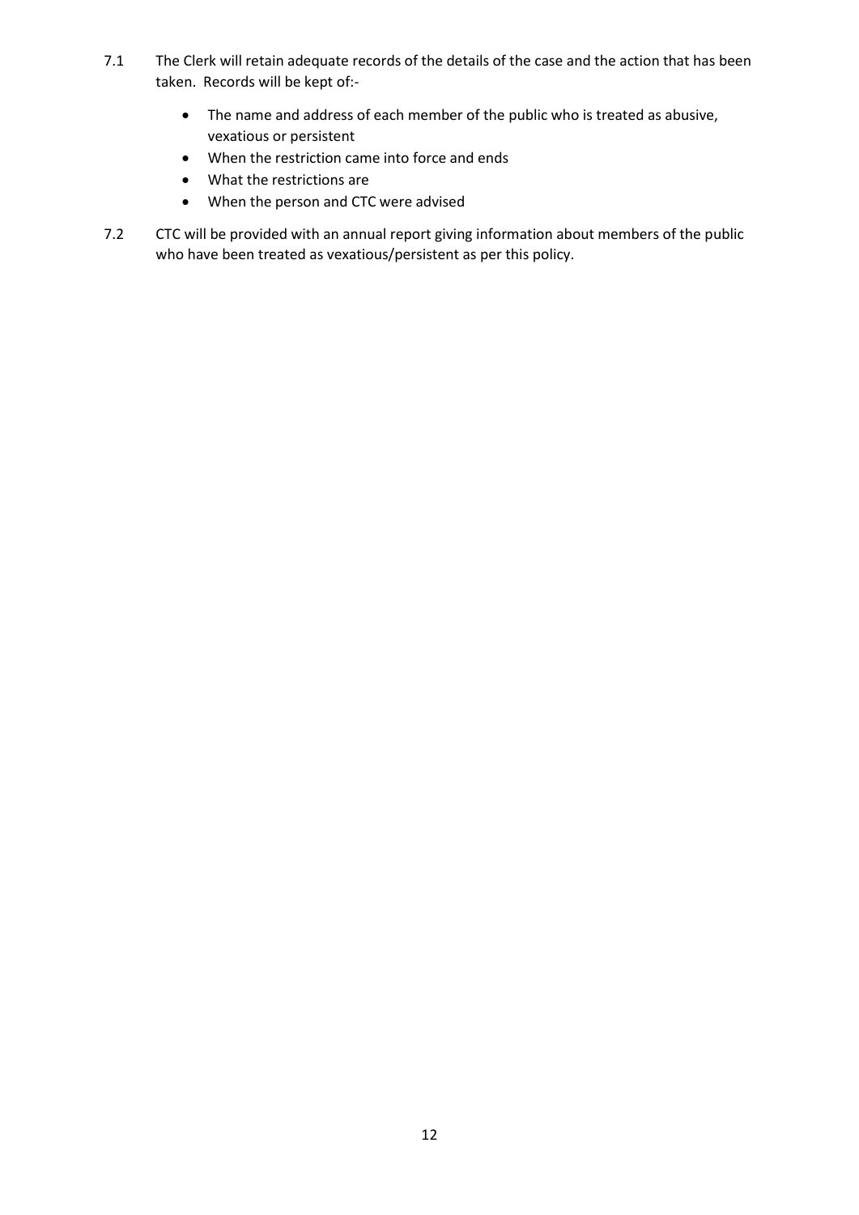7.1 The Clerk will retain adequate records of the details of the case and the action that has been taken. Records will be kept of:-

- The name and address of each member of the public who is treated as abusive, vexatious or persistent
- When the restriction came into force and ends
- What the restrictions are
- When the person and CTC were advised

7.2 CTC will be provided with an annual report giving information about members of the public who have been treated as vexatious/persistent as per this policy.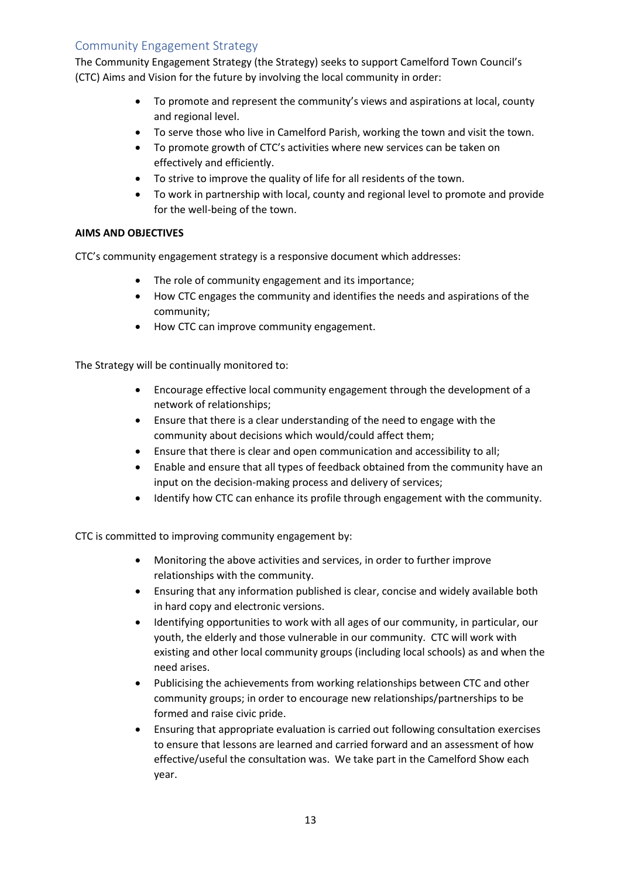## Community Engagement Strategy

The Community Engagement Strategy (the Strategy) seeks to support Camelford Town Council's (CTC) Aims and Vision for the future by involving the local community in order:

- To promote and represent the community's views and aspirations at local, county and regional level.
- To serve those who live in Camelford Parish, working the town and visit the town.
- To promote growth of CTC's activities where new services can be taken on effectively and efficiently.
- To strive to improve the quality of life for all residents of the town.
- To work in partnership with local, county and regional level to promote and provide for the well-being of the town.

**AIMS AND OBJECTIVES**

CTC's community engagement strategy is a responsive document which addresses:

- The role of community engagement and its importance;
- How CTC engages the community and identifies the needs and aspirations of the community;
- How CTC can improve community engagement.

The Strategy will be continually monitored to:

- Encourage effective local community engagement through the development of a network of relationships;
- Ensure that there is a clear understanding of the need to engage with the community about decisions which would/could affect them;
- Ensure that there is clear and open communication and accessibility to all;
- Enable and ensure that all types of feedback obtained from the community have an input on the decision-making process and delivery of services;
- Identify how CTC can enhance its profile through engagement with the community.

CTC is committed to improving community engagement by:

- Monitoring the above activities and services, in order to further improve relationships with the community.
- Ensuring that any information published is clear, concise and widely available both in hard copy and electronic versions.
- Identifying opportunities to work with all ages of our community, in particular, our youth, the elderly and those vulnerable in our community. CTC will work with existing and other local community groups (including local schools) as and when the need arises.
- Publicising the achievements from working relationships between CTC and other community groups; in order to encourage new relationships/partnerships to be formed and raise civic pride.
- Ensuring that appropriate evaluation is carried out following consultation exercises to ensure that lessons are learned and carried forward and an assessment of how effective/useful the consultation was. We take part in the Camelford Show each year.